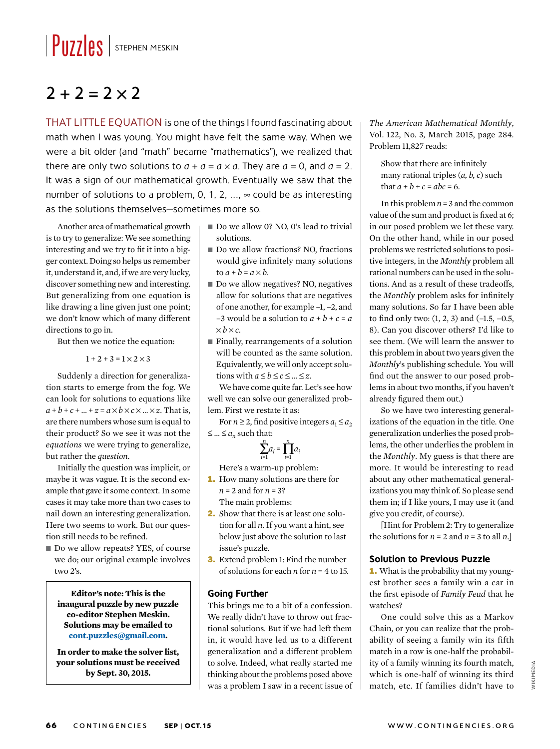# Puzzles

STEPHEN MESKIN

## $2 + 2 = 2 \times 2$

THAT LITTLE EQUATION is one of the things I found fascinating about math when I was young. You might have felt the same way. When we were a bit older (and "math" became "mathematics"), we realized that there are only two solutions to $a + a = a \times a$. They are $a = 0$, and $a = 2$. It was a sign of our mathematical growth. Eventually we saw that the number of solutions to a problem, 0, 1, 2, …, ∞ could be as interesting as the solutions themselves—sometimes more so.

Another area of mathematical growth is to try to generalize: We see something interesting and we try to fit it into a bigger context. Doing so helps us remember it, understand it, and, if we are very lucky, discover something new and interesting. But generalizing from one equation is like drawing a line given just one point; we don't know which of many different directions to go in.

But then we notice the equation:

$$1 + 2 + 3 = 1 \times 2 \times 3$$

Suddenly a direction for generalization starts to emerge from the fog. We can look for solutions to equations like $a + b + c + \ldots + z = a \times b \times c \times \ldots \times z$. That is, are there numbers whose sum is equal to their product? So we see it was not the *equations* we were trying to generalize, but rather the *question*.

Initially the question was implicit, or maybe it was vague. It is the second example that gave it some context. In some cases it may take more than two cases to nail down an interesting generalization. Here two seems to work. But our question still needs to be refined.

- Do we allow repeats? YES, of course we do; our original example involves two 2's.
- Do we allow 0? NO, 0's lead to trivial solutions.
- Do we allow fractions? NO, fractions would give infinitely many solutions to $a + b = a \times b$.
- Do we allow negatives? NO, negatives allow for solutions that are negatives of one another, for example −1, −2, and −3 would be a solution to $a + b + c = a \times b \times c$.
- Finally, rearrangements of a solution will be counted as the same solution. Equivalently, we will only accept solutions with $a \le b \le c \le \ldots \le z$.

**Editor's note: This is the inaugural puzzle by new puzzle co-editor Stephen Meskin. Solutions may be emailed to cont.puzzles@gmail.com.**

**In order to make the solver list, your solutions must be received by Sept. 30, 2015.**

We have come quite far. Let's see how well we can solve our generalized problem. First we restate it as:

For $n \ge 2$, find positive integers $a_1 \le a_2 \le \ldots \le a_n$ such that:

$$\sum_{i=1}^{n} a_i = \prod_{i=1}^{n} a_i$$

Here's a warm-up problem:

1. How many solutions are there for $n = 2$ and for $n = 3$?

The main problems:

2. Show that there is at least one solution for all $n$. If you want a hint, see below just above the solution to last issue's puzzle.
3. Extend problem 1: Find the number of solutions for each $n$ for $n = 4$ to 15.

### Going Further

This brings me to a bit of a confession. We really didn't have to throw out fractional solutions. But if we had left them in, it would have led us to a different generalization and a different problem to solve. Indeed, what really started me thinking about the problems posed above was a problem I saw in a recent issue of *The American Mathematical Monthly*, Vol. 122, No. 3, March 2015, page 284. Problem 11,827 reads:

> Show that there are infinitely many rational triples $(a, b, c)$ such that $a + b + c = abc = 6$.

In this problem $n = 3$ and the common value of the sum and product is fixed at 6; in our posed problem we let these vary. On the other hand, while in our posed problems we restricted solutions to positive integers, in the *Monthly* problem all rational numbers can be used in the solutions. And as a result of these tradeoffs, the *Monthly* problem asks for infinitely many solutions. So far I have been able to find only two: (1, 2, 3) and (−1.5, −0.5, 8). Can you discover others? I'd like to see them. (We will learn the answer to this problem in about two years given the *Monthly*'s publishing schedule. You will find out the answer to our posed problems in about two months, if you haven't already figured them out.)

So we have two interesting generalizations of the equation in the title. One generalization underlies the posed problems, the other underlies the problem in the *Monthly*. My guess is that there are more. It would be interesting to read about any other mathematical generalizations you may think of. So please send them in; if I like yours, I may use it (and give you credit, of course).

[Hint for Problem 2: Try to generalize the solutions for $n = 2$ and $n = 3$ to all $n$.]

### Solution to Previous Puzzle

1. What is the probability that my youngest brother sees a family win a car in the first episode of *Family Feud* that he watches?

One could solve this as a Markov Chain, or you can realize that the probability of seeing a family win its fifth match in a row is one-half the probability of a family winning its fourth match, which is one-half of winning its third match, etc. If families didn't have to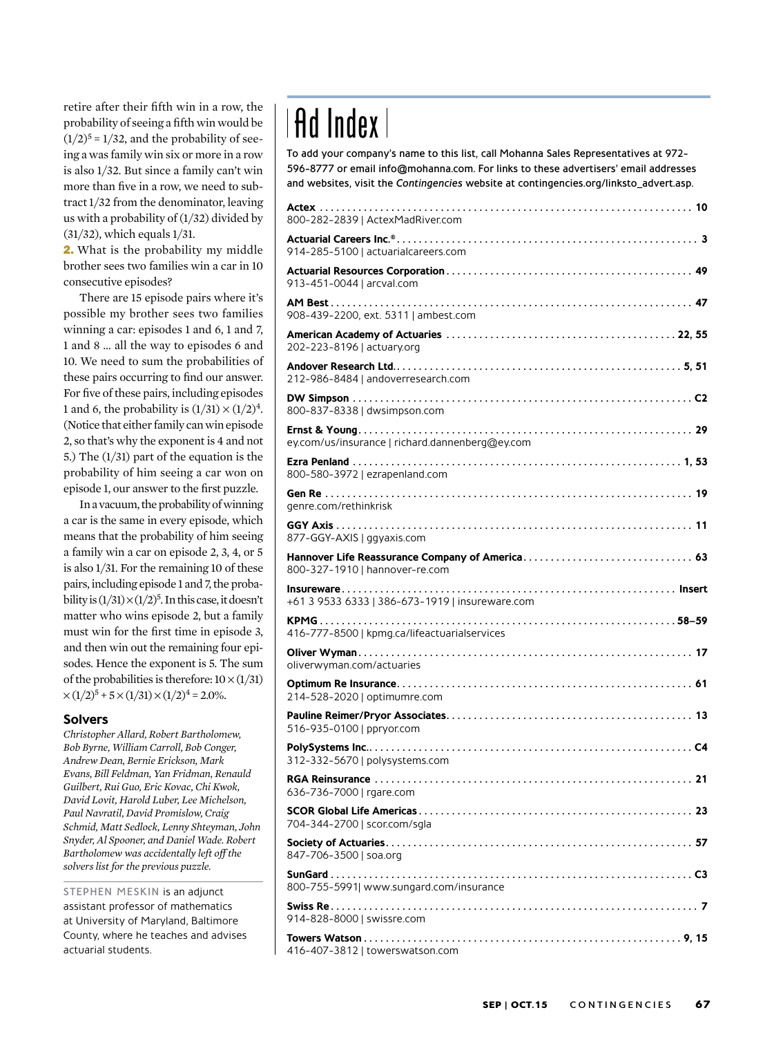retire after their fifth win in a row, the probability of seeing a fifth win would be $(1/2)^5 = 1/32$, and the probability of seeing a was family win six or more in a row is also 1/32. But since a family can't win more than five in a row, we need to subtract 1/32 from the denominator, leaving us with a probability of (1/32) divided by (31/32), which equals 1/31.

**2.** What is the probability my middle brother sees two families win a car in 10 consecutive episodes?

There are 15 episode pairs where it's possible my brother sees two families winning a car: episodes 1 and 6, 1 and 7, 1 and 8 … all the way to episodes 6 and 10. We need to sum the probabilities of these pairs occurring to find our answer. For five of these pairs, including episodes 1 and 6, the probability is $(1/31) \times (1/2)^4$. (Notice that either family can win episode 2, so that's why the exponent is 4 and not 5.) The (1/31) part of the equation is the probability of him seeing a car won on episode 1, our answer to the first puzzle.

In a vacuum, the probability of winning a car is the same in every episode, which means that the probability of him seeing a family win a car on episode 2, 3, 4, or 5 is also 1/31. For the remaining 10 of these pairs, including episode 1 and 7, the probability is $(1/31) \times (1/2)^5$. In this case, it doesn't matter who wins episode 2, but a family must win for the first time in episode 3, and then win out the remaining four episodes. Hence the exponent is 5. The sum of the probabilities is therefore: $10 \times (1/31) \times (1/2)^5 + 5 \times (1/31) \times (1/2)^4 = 2.0\%$.

### Solvers

*Christopher Allard, Robert Bartholomew, Bob Byrne, William Carroll, Bob Conger, Andrew Dean, Bernie Erickson, Mark Evans, Bill Feldman, Yan Fridman, Renauld Guilbert, Rui Guo, Eric Kovac, Chi Kwok, David Lovit, Harold Luber, Lee Michelson, Paul Navratil, David Promislow, Craig Schmid, Matt Sedlock, Lenny Shteyman, John Snyder, Al Spooner, and Daniel Wade. Robert Bartholomew was accidentally left off the solvers list for the previous puzzle.*

STEPHEN MESKIN is an adjunct assistant professor of mathematics at University of Maryland, Baltimore County, where he teaches and advises actuarial students.

# Ad Index

To add your company's name to this list, call Mohanna Sales Representatives at 972-596-8777 or email info@mohanna.com. For links to these advertisers' email addresses and websites, visit the *Contingencies* website at contingencies.org/linksto_advert.asp.

**Actex** .......... **10**
800-282-2839 | ActexMadRiver.com

**Actuarial Careers Inc.®** .......... **3**
914-285-5100 | actuarialcareers.com

**Actuarial Resources Corporation** .......... **49**
913-451-0044 | arcval.com

**AM Best** .......... **47**
908-439-2200, ext. 5311 | ambest.com

**American Academy of Actuaries** .......... **22, 55**
202-223-8196 | actuary.org

**Andover Research Ltd.** .......... **5, 51**
212-986-8484 | andoverresearch.com

**DW Simpson** .......... **C2**
800-837-8338 | dwsimpson.com

**Ernst & Young** .......... **29**
ey.com/us/insurance | richard.dannenberg@ey.com

**Ezra Penland** .......... **1, 53**
800-580-3972 | ezrapenland.com

**Gen Re** .......... **19**
genre.com/rethinkrisk

**GGY Axis** .......... **11**
877-GGY-AXIS | ggyaxis.com

**Hannover Life Reassurance Company of America** .......... **63**
800-327-1910 | hannover-re.com

**Insureware** .......... **Insert**
+61 3 9533 6333 | 386-673-1919 | insureware.com

**KPMG** .......... **58–59**
416-777-8500 | kpmg.ca/lifeactuarialservices

**Oliver Wyman** .......... **17**
oliverwyman.com/actuaries

**Optimum Re Insurance** .......... **61**
214-528-2020 | optimumre.com

**Pauline Reimer/Pryor Associates** .......... **13**
516-935-0100 | ppryor.com

**PolySystems Inc.** .......... **C4**
312-332-5670 | polysystems.com

**RGA Reinsurance** .......... **21**
636-736-7000 | rgare.com

**SCOR Global Life Americas** .......... **23**
704-344-2700 | scor.com/sgla

**Society of Actuaries** .......... **57**
847-706-3500 | soa.org

**SunGard** .......... **C3**
800-755-5991| www.sungard.com/insurance

**Swiss Re** .......... **7**
914-828-8000 | swissre.com

**Towers Watson** .......... **9, 15**
416-407-3812 | towerswatson.com